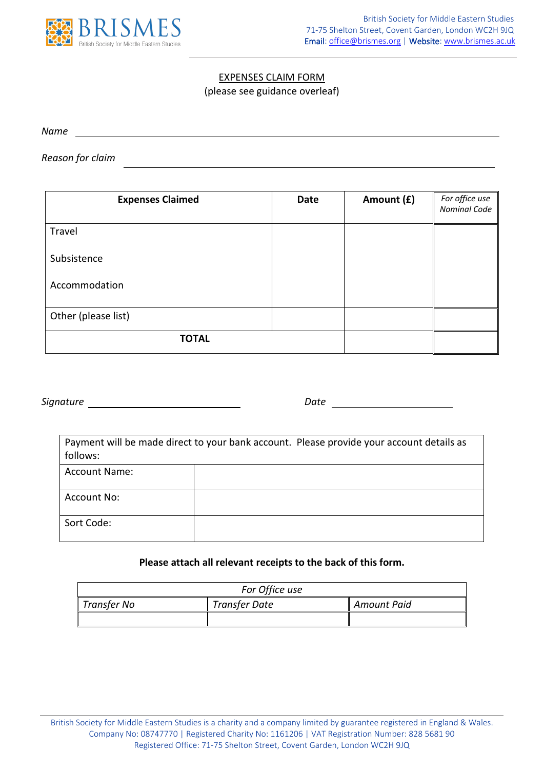BRISMES
British Society for Middle Eastern Studies

British Society for Middle Eastern Studies
71-75 Shelton Street, Covent Garden, London WC2H 9JQ
**Email**: office@brismes.org | **Website**: www.brismes.ac.uk

# EXPENSES CLAIM FORM

(please see guidance overleaf)

*Name* ____________________________________________

*Reason for claim* ____________________________________________

| **Expenses Claimed** | **Date** | **Amount (£)** | *For office use Nominal Code* |
|---|---|---|---|
| Travel<br><br>Subsistence<br><br>Accommodation | | | |
| Other (please list) | | | |
| **TOTAL** | | | |

*Signature* ______________________ *Date* ______________________

| Payment will be made direct to your bank account. Please provide your account details as follows: | |
|---|---|
| Account Name: | |
| Account No: | |
| Sort Code: | |

**Please attach all relevant receipts to the back of this form.**

| *For Office use* | | |
|---|---|---|
| *Transfer No* | *Transfer Date* | *Amount Paid* |
| | | |

British Society for Middle Eastern Studies is a charity and a company limited by guarantee registered in England & Wales.
Company No: 08747770 | Registered Charity No: 1161206 | VAT Registration Number: 828 5681 90
Registered Office: 71-75 Shelton Street, Covent Garden, London WC2H 9JQ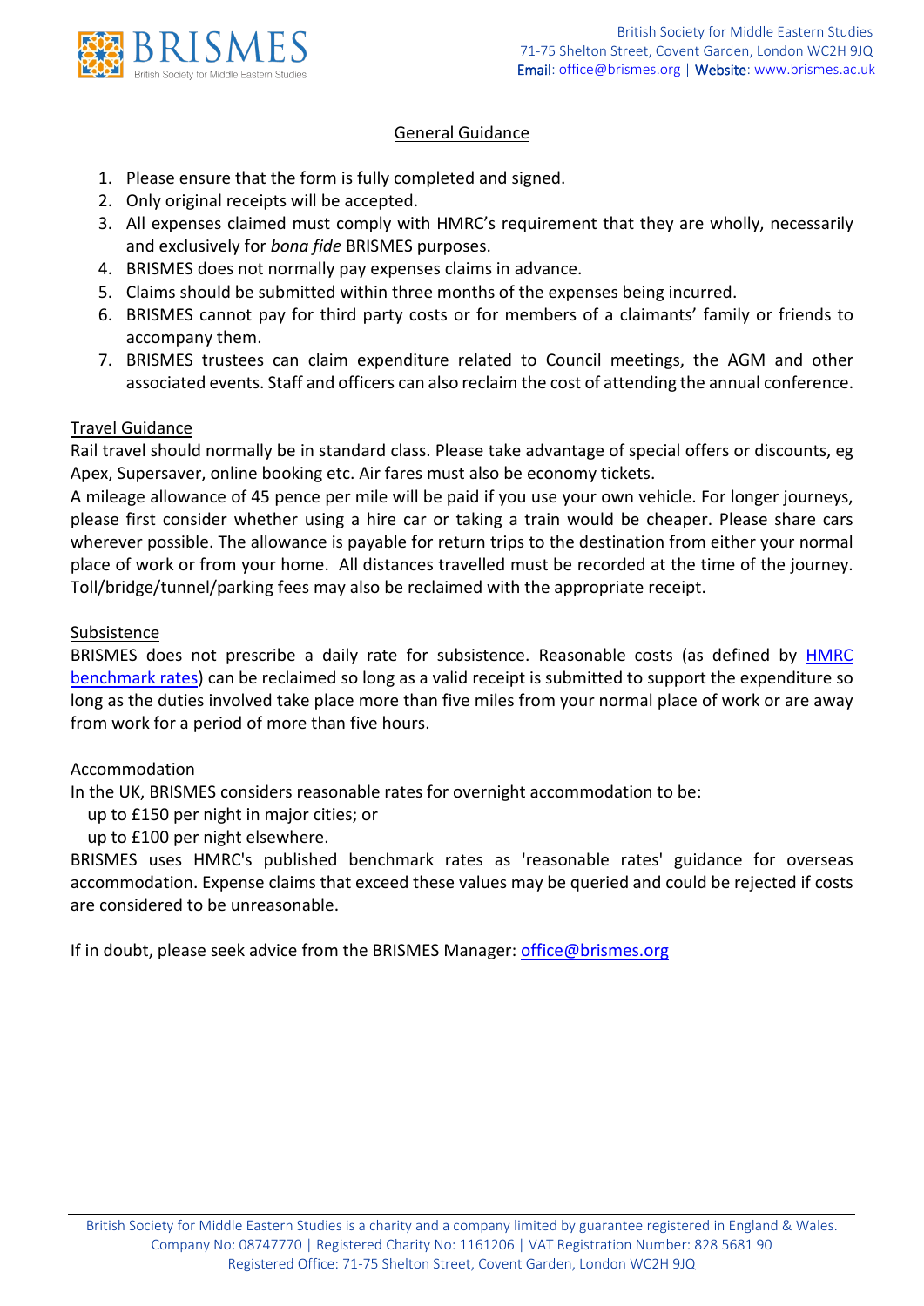## General Guidance

1. Please ensure that the form is fully completed and signed.
2. Only original receipts will be accepted.
3. All expenses claimed must comply with HMRC's requirement that they are wholly, necessarily and exclusively for *bona fide* BRISMES purposes.
4. BRISMES does not normally pay expenses claims in advance.
5. Claims should be submitted within three months of the expenses being incurred.
6. BRISMES cannot pay for third party costs or for members of a claimants' family or friends to accompany them.
7. BRISMES trustees can claim expenditure related to Council meetings, the AGM and other associated events. Staff and officers can also reclaim the cost of attending the annual conference.

### Travel Guidance

Rail travel should normally be in standard class. Please take advantage of special offers or discounts, eg Apex, Supersaver, online booking etc. Air fares must also be economy tickets.

A mileage allowance of 45 pence per mile will be paid if you use your own vehicle. For longer journeys, please first consider whether using a hire car or taking a train would be cheaper. Please share cars wherever possible. The allowance is payable for return trips to the destination from either your normal place of work or from your home. All distances travelled must be recorded at the time of the journey. Toll/bridge/tunnel/parking fees may also be reclaimed with the appropriate receipt.

### Subsistence

BRISMES does not prescribe a daily rate for subsistence. Reasonable costs (as defined by HMRC benchmark rates) can be reclaimed so long as a valid receipt is submitted to support the expenditure so long as the duties involved take place more than five miles from your normal place of work or are away from work for a period of more than five hours.

### Accommodation

In the UK, BRISMES considers reasonable rates for overnight accommodation to be:

up to £150 per night in major cities; or

up to £100 per night elsewhere.

BRISMES uses HMRC's published benchmark rates as 'reasonable rates' guidance for overseas accommodation. Expense claims that exceed these values may be queried and could be rejected if costs are considered to be unreasonable.

If in doubt, please seek advice from the BRISMES Manager: office@brismes.org